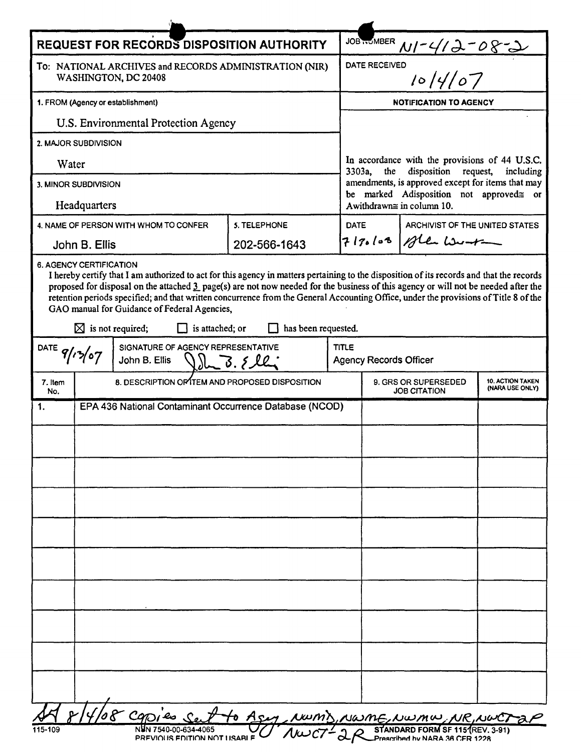# REQUEST FOR RECORDS DISPOSITION AUTHORITY

**JOB NUMBER** N1-412-08-2

**DATE RECEIVED** 10/4/07

To: NATIONAL ARCHIVES and RECORDS ADMINISTRATION (NIR)
WASHINGTON, DC 20408

**1. FROM (Agency or establishment)**
U.S. Environmental Protection Agency

**2. MAJOR SUBDIVISION**
Water

**3. MINOR SUBDIVISION**
Headquarters

**4. NAME OF PERSON WITH WHOM TO CONFER**
John B. Ellis

**5. TELEPHONE**
202-566-1643

**NOTIFICATION TO AGENCY**

In accordance with the provisions of 44 U.S.C. 3303a, the disposition request, including amendments, is approved except for items that may be marked Adisposition not approved≅ or Awithdrawn≅ in column 10.

**DATE** 7/30/08 **ARCHIVIST OF THE UNITED STATES** [signature]

**6. AGENCY CERTIFICATION**

I hereby certify that I am authorized to act for this agency in matters pertaining to the disposition of its records and that the records proposed for disposal on the attached 3 page(s) are not now needed for the business of this agency or will not be needed after the retention periods specified; and that written concurrence from the General Accounting Office, under the provisions of Title 8 of the GAO manual for Guidance of Federal Agencies,

☒ is not required; ☐ is attached; or ☐ has been requested.

| DATE | SIGNATURE OF AGENCY REPRESENTATIVE | TITLE |
|---|---|---|
| 9/13/07 | John B. Ellis [signature] | Agency Records Officer |

| 7. Item No. | 8. DESCRIPTION OF ITEM AND PROPOSED DISPOSITION | 9. GRS OR SUPERSEDED JOB CITATION | 10. ACTION TAKEN (NARA USE ONLY) |
|---|---|---|---|
| 1. | EPA 436 National Contaminant Occurrence Database (NCOD) | | |

AH 8/4/08 copies sent to Agy, NWMD, NWME, NWMW, NR, NWCT-2P, NWCT-2R

115-109 NSN 7540-00-634-4065 PREVIOUS EDITION NOT USABLE STANDARD FORM SF 115 (REV. 3-91) Prescribed by NARA 36 CFR 1228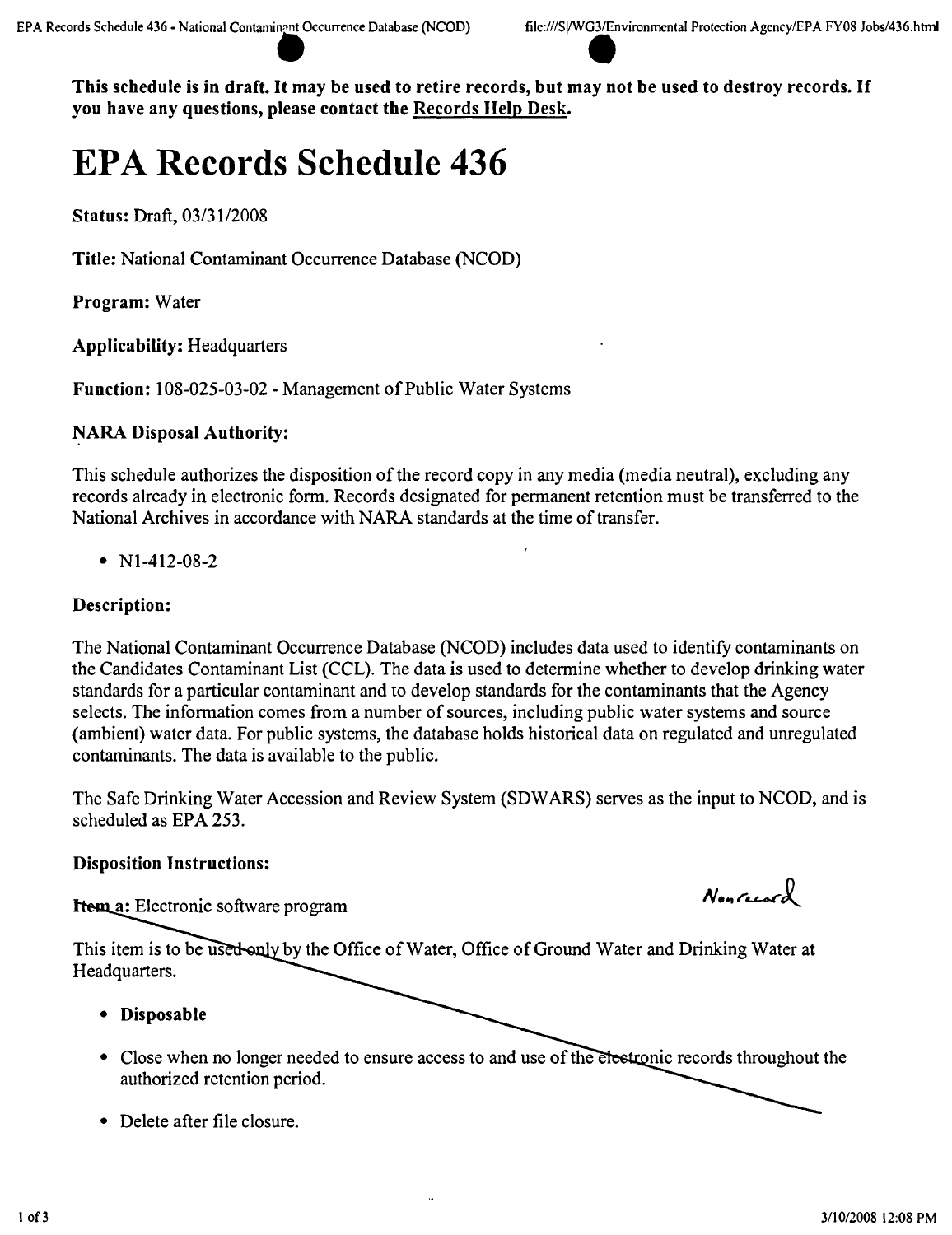**This schedule is in draft. It may be used to retire records, but may not be used to destroy records. If you have any questions, please contact the Records Help Desk.**

# EPA Records Schedule 436

**Status:** Draft, 03/31/2008

**Title:** National Contaminant Occurrence Database (NCOD)

**Program:** Water

**Applicability:** Headquarters

**Function:** 108-025-03-02 - Management of Public Water Systems

### NARA Disposal Authority:

This schedule authorizes the disposition of the record copy in any media (media neutral), excluding any records already in electronic form. Records designated for permanent retention must be transferred to the National Archives in accordance with NARA standards at the time of transfer.

- N1-412-08-2

### Description:

The National Contaminant Occurrence Database (NCOD) includes data used to identify contaminants on the Candidates Contaminant List (CCL). The data is used to determine whether to develop drinking water standards for a particular contaminant and to develop standards for the contaminants that the Agency selects. The information comes from a number of sources, including public water systems and source (ambient) water data. For public systems, the database holds historical data on regulated and unregulated contaminants. The data is available to the public.

The Safe Drinking Water Accession and Review System (SDWARS) serves as the input to NCOD, and is scheduled as EPA 253.

### Disposition Instructions:

**Item a:** Electronic software program

Nonrecord

This item is to be used only by the Office of Water, Office of Ground Water and Drinking Water at Headquarters.

- **Disposable**
- Close when no longer needed to ensure access to and use of the electronic records throughout the authorized retention period.
- Delete after file closure.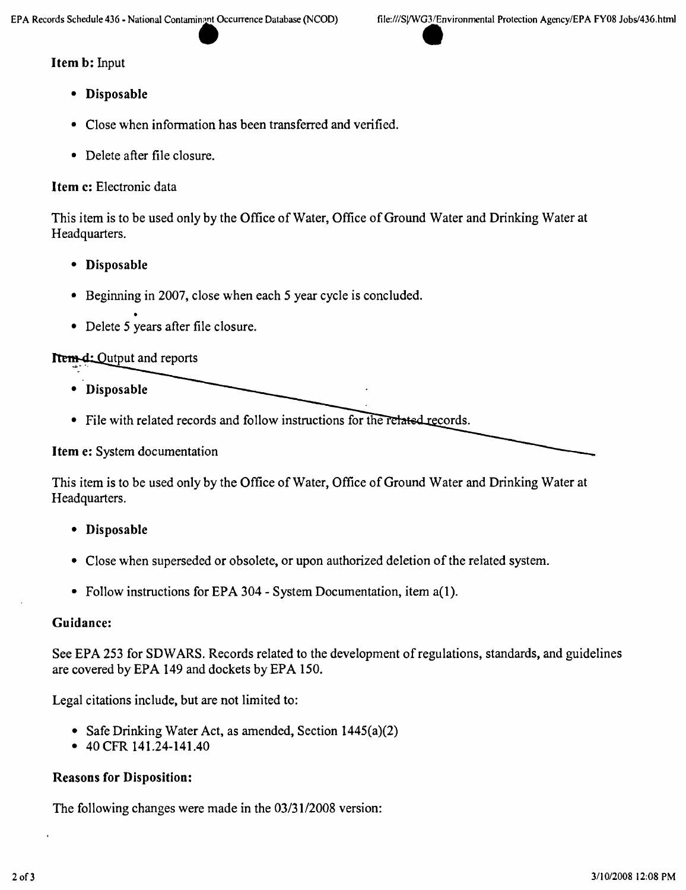**Item b:** Input

- **Disposable**
- Close when information has been transferred and verified.
- Delete after file closure.

**Item c:** Electronic data

This item is to be used only by the Office of Water, Office of Ground Water and Drinking Water at Headquarters.

- **Disposable**
- Beginning in 2007, close when each 5 year cycle is concluded.
- Delete 5 years after file closure.

**Item d:** Output and reports

- **Disposable**
- File with related records and follow instructions for the related records.

**Item e:** System documentation

This item is to be used only by the Office of Water, Office of Ground Water and Drinking Water at Headquarters.

- **Disposable**
- Close when superseded or obsolete, or upon authorized deletion of the related system.
- Follow instructions for EPA 304 - System Documentation, item a(1).

### Guidance:

See EPA 253 for SDWARS. Records related to the development of regulations, standards, and guidelines are covered by EPA 149 and dockets by EPA 150.

Legal citations include, but are not limited to:

- Safe Drinking Water Act, as amended, Section 1445(a)(2)
- 40 CFR 141.24-141.40

### Reasons for Disposition:

The following changes were made in the 03/31/2008 version: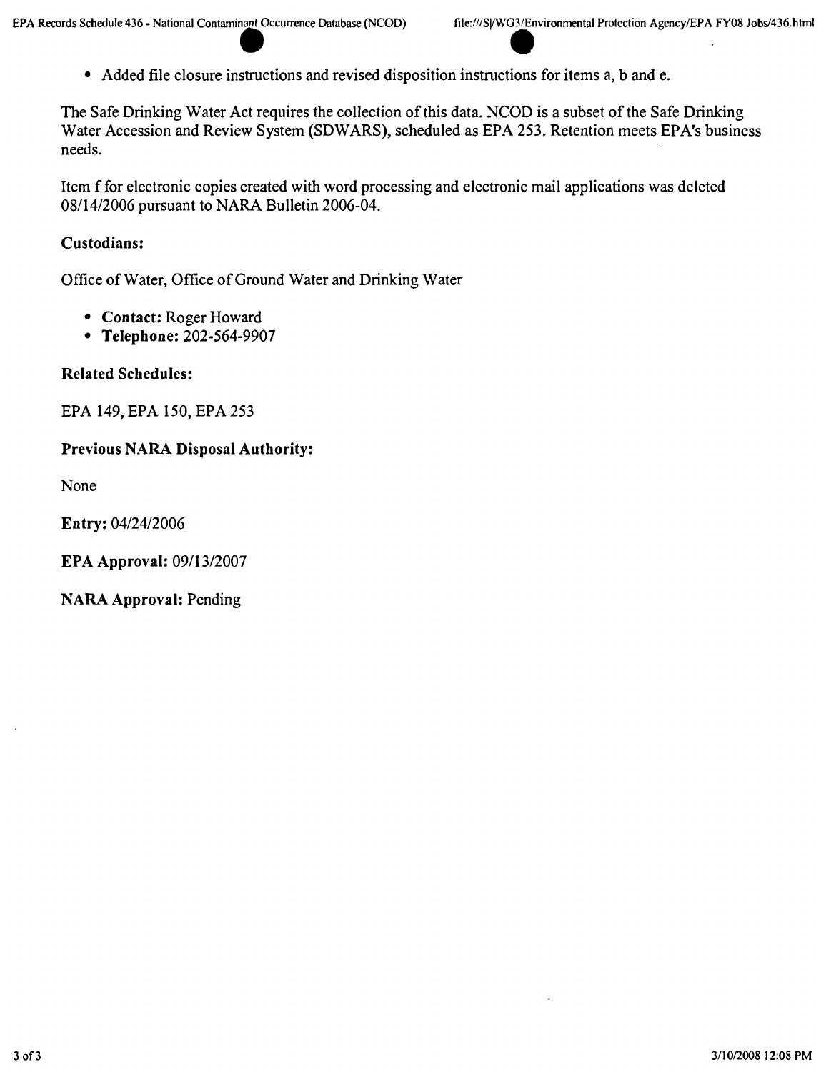- Added file closure instructions and revised disposition instructions for items a, b and e.

The Safe Drinking Water Act requires the collection of this data. NCOD is a subset of the Safe Drinking Water Accession and Review System (SDWARS), scheduled as EPA 253. Retention meets EPA's business needs.

Item f for electronic copies created with word processing and electronic mail applications was deleted 08/14/2006 pursuant to NARA Bulletin 2006-04.

**Custodians:**

Office of Water, Office of Ground Water and Drinking Water

- **Contact:** Roger Howard
- **Telephone:** 202-564-9907

**Related Schedules:**

EPA 149, EPA 150, EPA 253

**Previous NARA Disposal Authority:**

None

**Entry:** 04/24/2006

**EPA Approval:** 09/13/2007

**NARA Approval:** Pending